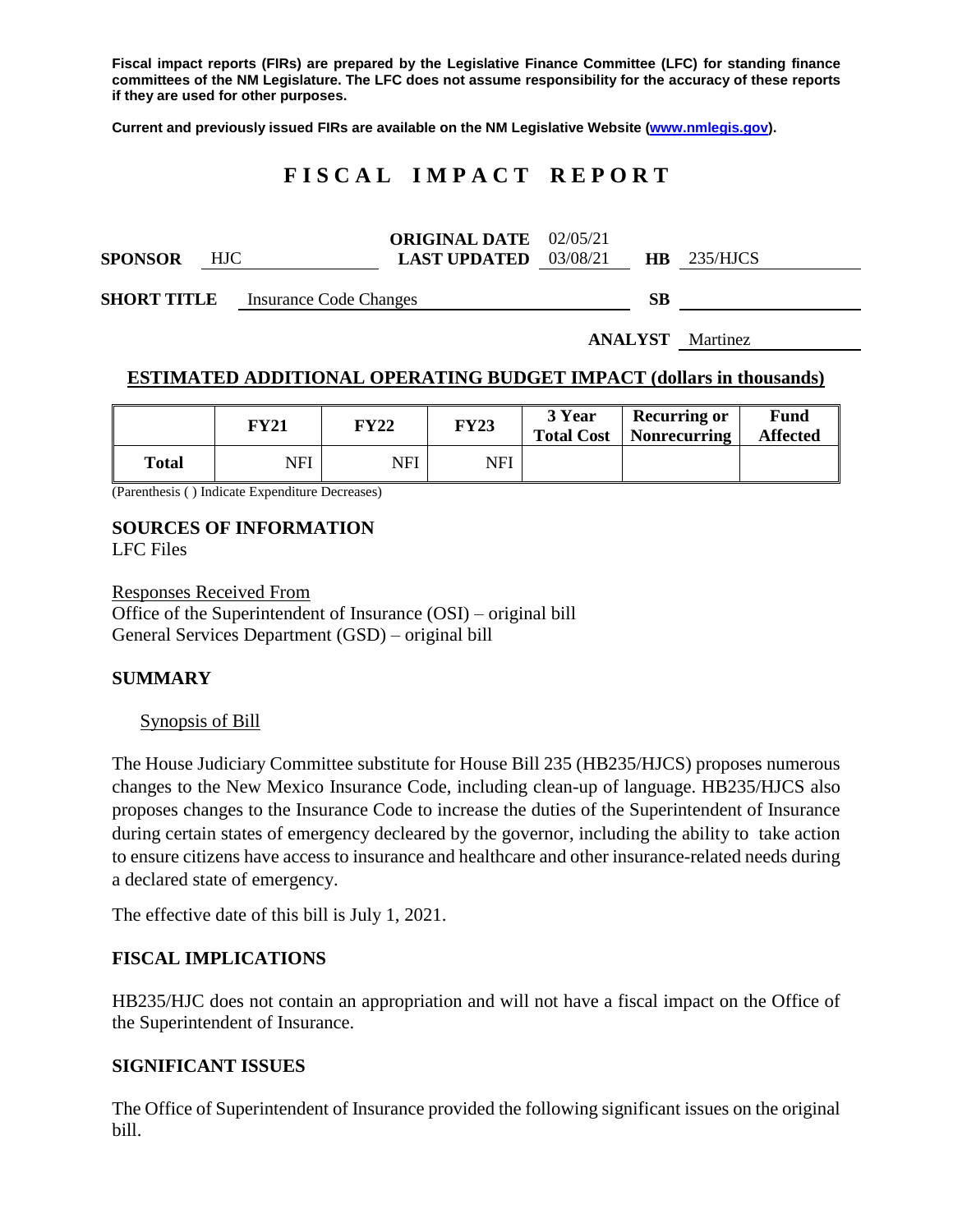**Fiscal impact reports (FIRs) are prepared by the Legislative Finance Committee (LFC) for standing finance committees of the NM Legislature. The LFC does not assume responsibility for the accuracy of these reports if they are used for other purposes.**

**Current and previously issued FIRs are available on the NM Legislative Website ([www.nmlegis.gov](www.nmlegis.gov)).**

# F I S C A L   I M P A C T   R E P O R T

**SPONSOR** HJC | **ORIGINAL DATE** 02/05/21 | **LAST UPDATED** 03/08/21 | **HB** 235/HJCS

**SHORT TITLE** Insurance Code Changes | **SB**

**ANALYST** Martinez

## ESTIMATED ADDITIONAL OPERATING BUDGET IMPACT (dollars in thousands)

| | FY21 | FY22 | FY23 | 3 Year Total Cost | Recurring or Nonrecurring | Fund Affected |
|---|---|---|---|---|---|---|
| **Total** | NFI | NFI | NFI | | | |

(Parenthesis ( ) Indicate Expenditure Decreases)

**SOURCES OF INFORMATION**
LFC Files

Responses Received From
Office of the Superintendent of Insurance (OSI) – original bill
General Services Department (GSD) – original bill

**SUMMARY**

Synopsis of Bill

The House Judiciary Committee substitute for House Bill 235 (HB235/HJCS) proposes numerous changes to the New Mexico Insurance Code, including clean-up of language. HB235/HJCS also proposes changes to the Insurance Code to increase the duties of the Superintendent of Insurance during certain states of emergency decleared by the governor, including the ability to take action to ensure citizens have access to insurance and healthcare and other insurance-related needs during a declared state of emergency.

The effective date of this bill is July 1, 2021.

**FISCAL IMPLICATIONS**

HB235/HJC does not contain an appropriation and will not have a fiscal impact on the Office of the Superintendent of Insurance.

**SIGNIFICANT ISSUES**

The Office of Superintendent of Insurance provided the following significant issues on the original bill.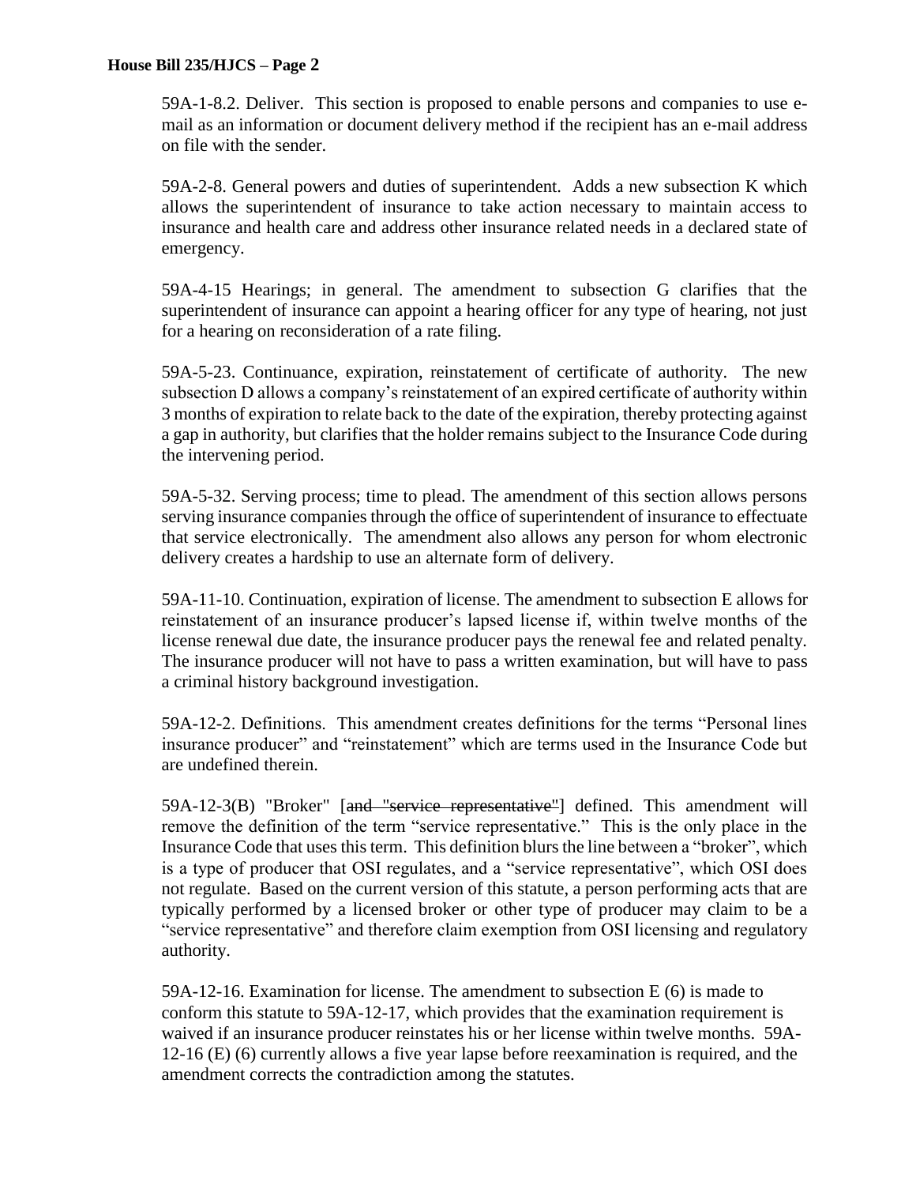59A-1-8.2. Deliver. This section is proposed to enable persons and companies to use e-mail as an information or document delivery method if the recipient has an e-mail address on file with the sender.

59A-2-8. General powers and duties of superintendent. Adds a new subsection K which allows the superintendent of insurance to take action necessary to maintain access to insurance and health care and address other insurance related needs in a declared state of emergency.

59A-4-15 Hearings; in general. The amendment to subsection G clarifies that the superintendent of insurance can appoint a hearing officer for any type of hearing, not just for a hearing on reconsideration of a rate filing.

59A-5-23. Continuance, expiration, reinstatement of certificate of authority. The new subsection D allows a company's reinstatement of an expired certificate of authority within 3 months of expiration to relate back to the date of the expiration, thereby protecting against a gap in authority, but clarifies that the holder remains subject to the Insurance Code during the intervening period.

59A-5-32. Serving process; time to plead. The amendment of this section allows persons serving insurance companies through the office of superintendent of insurance to effectuate that service electronically. The amendment also allows any person for whom electronic delivery creates a hardship to use an alternate form of delivery.

59A-11-10. Continuation, expiration of license. The amendment to subsection E allows for reinstatement of an insurance producer's lapsed license if, within twelve months of the license renewal due date, the insurance producer pays the renewal fee and related penalty. The insurance producer will not have to pass a written examination, but will have to pass a criminal history background investigation.

59A-12-2. Definitions. This amendment creates definitions for the terms "Personal lines insurance producer" and "reinstatement" which are terms used in the Insurance Code but are undefined therein.

59A-12-3(B) "Broker" [~~and "service representative"~~] defined. This amendment will remove the definition of the term "service representative." This is the only place in the Insurance Code that uses this term. This definition blurs the line between a "broker", which is a type of producer that OSI regulates, and a "service representative", which OSI does not regulate. Based on the current version of this statute, a person performing acts that are typically performed by a licensed broker or other type of producer may claim to be a "service representative" and therefore claim exemption from OSI licensing and regulatory authority.

59A-12-16. Examination for license. The amendment to subsection E (6) is made to conform this statute to 59A-12-17, which provides that the examination requirement is waived if an insurance producer reinstates his or her license within twelve months. 59A-12-16 (E) (6) currently allows a five year lapse before reexamination is required, and the amendment corrects the contradiction among the statutes.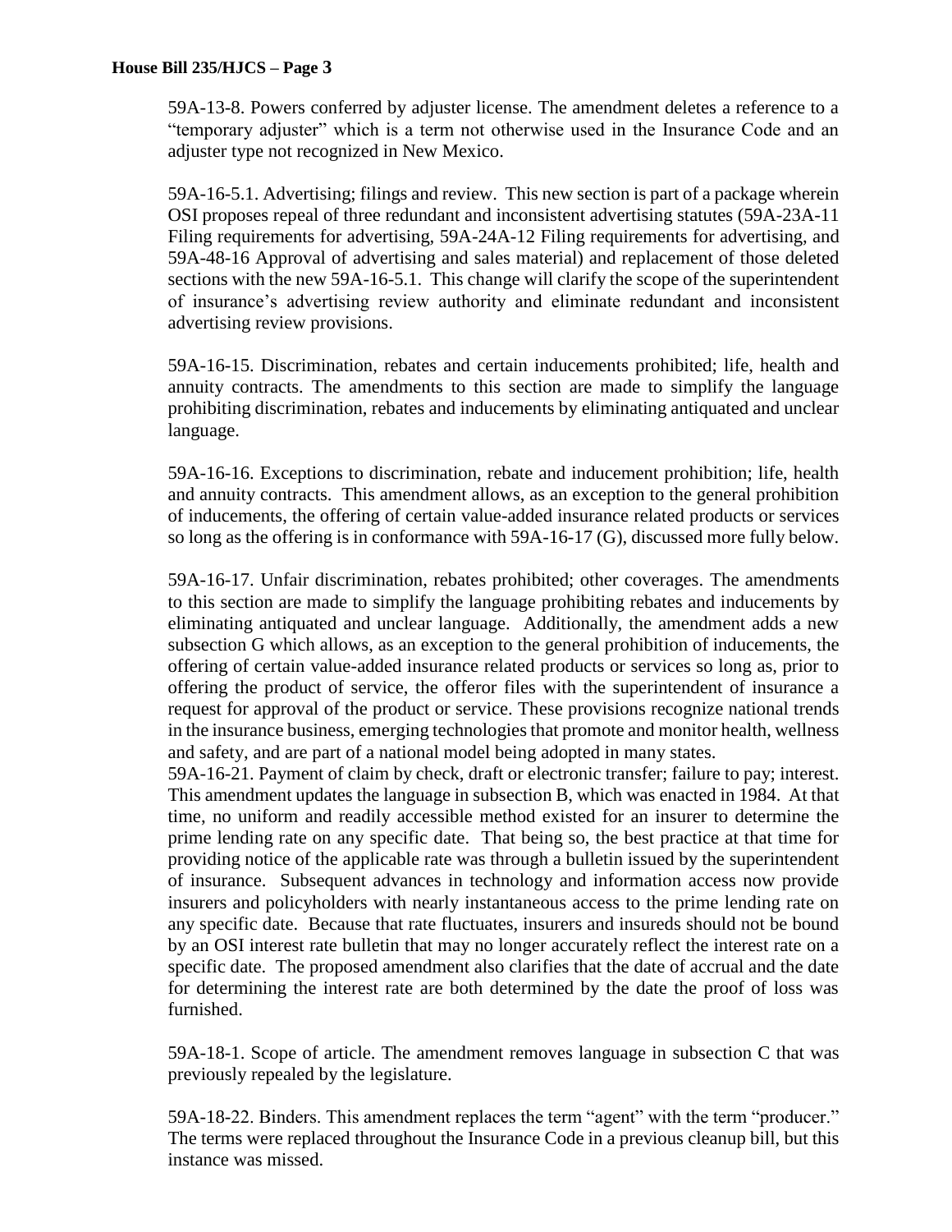59A-13-8. Powers conferred by adjuster license. The amendment deletes a reference to a "temporary adjuster" which is a term not otherwise used in the Insurance Code and an adjuster type not recognized in New Mexico.

59A-16-5.1. Advertising; filings and review. This new section is part of a package wherein OSI proposes repeal of three redundant and inconsistent advertising statutes (59A-23A-11 Filing requirements for advertising, 59A-24A-12 Filing requirements for advertising, and 59A-48-16 Approval of advertising and sales material) and replacement of those deleted sections with the new 59A-16-5.1. This change will clarify the scope of the superintendent of insurance's advertising review authority and eliminate redundant and inconsistent advertising review provisions.

59A-16-15. Discrimination, rebates and certain inducements prohibited; life, health and annuity contracts. The amendments to this section are made to simplify the language prohibiting discrimination, rebates and inducements by eliminating antiquated and unclear language.

59A-16-16. Exceptions to discrimination, rebate and inducement prohibition; life, health and annuity contracts. This amendment allows, as an exception to the general prohibition of inducements, the offering of certain value-added insurance related products or services so long as the offering is in conformance with 59A-16-17 (G), discussed more fully below.

59A-16-17. Unfair discrimination, rebates prohibited; other coverages. The amendments to this section are made to simplify the language prohibiting rebates and inducements by eliminating antiquated and unclear language. Additionally, the amendment adds a new subsection G which allows, as an exception to the general prohibition of inducements, the offering of certain value-added insurance related products or services so long as, prior to offering the product of service, the offeror files with the superintendent of insurance a request for approval of the product or service. These provisions recognize national trends in the insurance business, emerging technologies that promote and monitor health, wellness and safety, and are part of a national model being adopted in many states.

59A-16-21. Payment of claim by check, draft or electronic transfer; failure to pay; interest. This amendment updates the language in subsection B, which was enacted in 1984. At that time, no uniform and readily accessible method existed for an insurer to determine the prime lending rate on any specific date. That being so, the best practice at that time for providing notice of the applicable rate was through a bulletin issued by the superintendent of insurance. Subsequent advances in technology and information access now provide insurers and policyholders with nearly instantaneous access to the prime lending rate on any specific date. Because that rate fluctuates, insurers and insureds should not be bound by an OSI interest rate bulletin that may no longer accurately reflect the interest rate on a specific date. The proposed amendment also clarifies that the date of accrual and the date for determining the interest rate are both determined by the date the proof of loss was furnished.

59A-18-1. Scope of article. The amendment removes language in subsection C that was previously repealed by the legislature.

59A-18-22. Binders. This amendment replaces the term "agent" with the term "producer." The terms were replaced throughout the Insurance Code in a previous cleanup bill, but this instance was missed.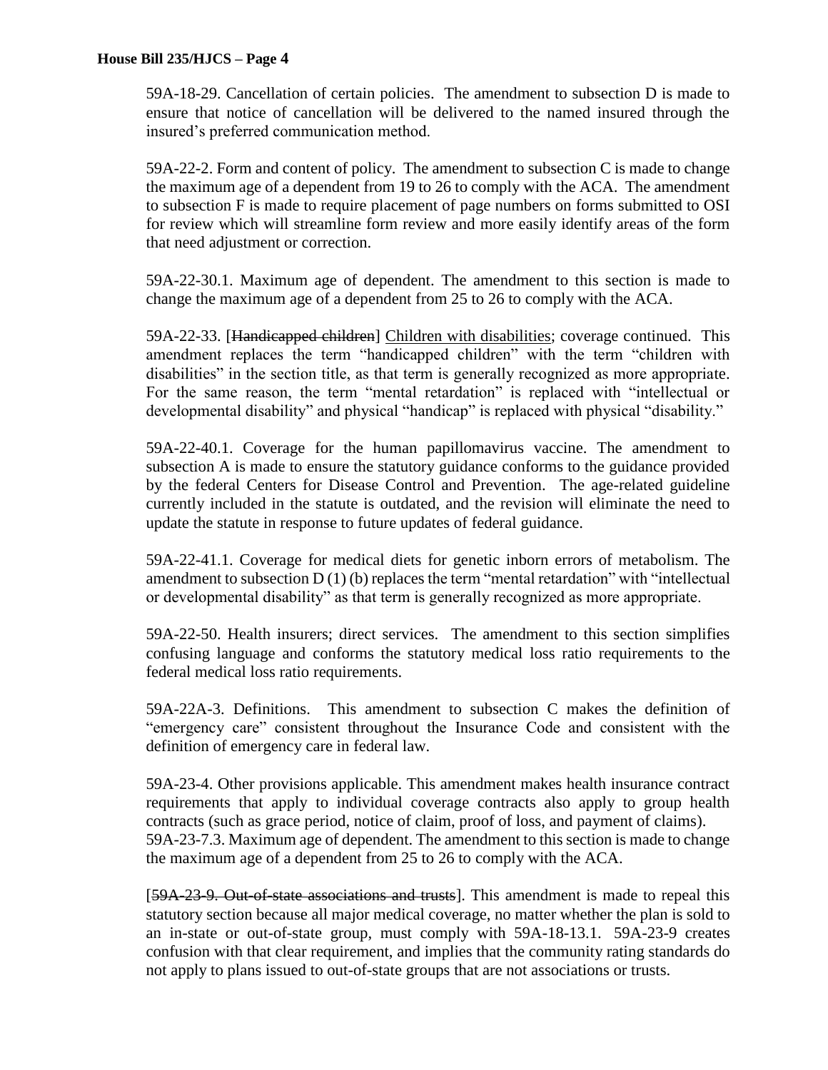59A-18-29. Cancellation of certain policies. The amendment to subsection D is made to ensure that notice of cancellation will be delivered to the named insured through the insured's preferred communication method.

59A-22-2. Form and content of policy. The amendment to subsection C is made to change the maximum age of a dependent from 19 to 26 to comply with the ACA. The amendment to subsection F is made to require placement of page numbers on forms submitted to OSI for review which will streamline form review and more easily identify areas of the form that need adjustment or correction.

59A-22-30.1. Maximum age of dependent. The amendment to this section is made to change the maximum age of a dependent from 25 to 26 to comply with the ACA.

59A-22-33. [~~Handicapped children~~] <u>Children with disabilities</u>; coverage continued. This amendment replaces the term "handicapped children" with the term "children with disabilities" in the section title, as that term is generally recognized as more appropriate. For the same reason, the term "mental retardation" is replaced with "intellectual or developmental disability" and physical "handicap" is replaced with physical "disability."

59A-22-40.1. Coverage for the human papillomavirus vaccine. The amendment to subsection A is made to ensure the statutory guidance conforms to the guidance provided by the federal Centers for Disease Control and Prevention. The age-related guideline currently included in the statute is outdated, and the revision will eliminate the need to update the statute in response to future updates of federal guidance.

59A-22-41.1. Coverage for medical diets for genetic inborn errors of metabolism. The amendment to subsection D (1) (b) replaces the term "mental retardation" with "intellectual or developmental disability" as that term is generally recognized as more appropriate.

59A-22-50. Health insurers; direct services. The amendment to this section simplifies confusing language and conforms the statutory medical loss ratio requirements to the federal medical loss ratio requirements.

59A-22A-3. Definitions. This amendment to subsection C makes the definition of "emergency care" consistent throughout the Insurance Code and consistent with the definition of emergency care in federal law.

59A-23-4. Other provisions applicable. This amendment makes health insurance contract requirements that apply to individual coverage contracts also apply to group health contracts (such as grace period, notice of claim, proof of loss, and payment of claims).

59A-23-7.3. Maximum age of dependent. The amendment to this section is made to change the maximum age of a dependent from 25 to 26 to comply with the ACA.

[~~59A-23-9. Out-of-state associations and trusts~~]. This amendment is made to repeal this statutory section because all major medical coverage, no matter whether the plan is sold to an in-state or out-of-state group, must comply with 59A-18-13.1. 59A-23-9 creates confusion with that clear requirement, and implies that the community rating standards do not apply to plans issued to out-of-state groups that are not associations or trusts.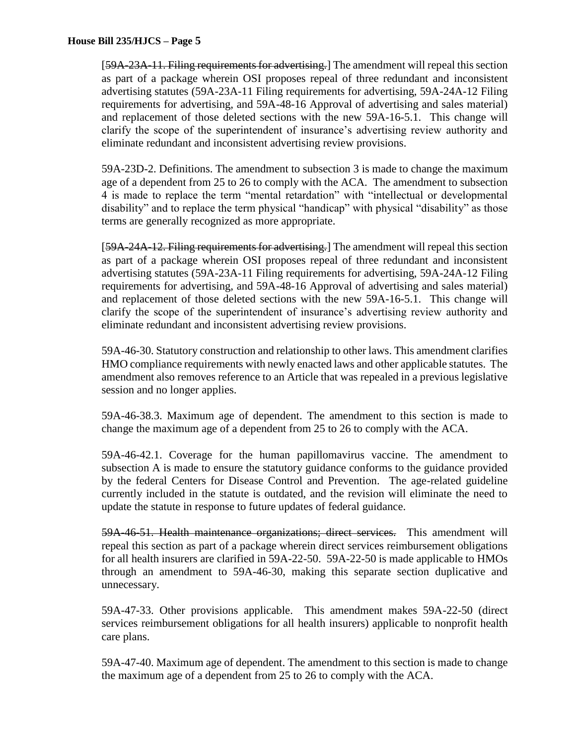[~~59A-23A-11. Filing requirements for advertising.~~] The amendment will repeal this section as part of a package wherein OSI proposes repeal of three redundant and inconsistent advertising statutes (59A-23A-11 Filing requirements for advertising, 59A-24A-12 Filing requirements for advertising, and 59A-48-16 Approval of advertising and sales material) and replacement of those deleted sections with the new 59A-16-5.1. This change will clarify the scope of the superintendent of insurance's advertising review authority and eliminate redundant and inconsistent advertising review provisions.

59A-23D-2. Definitions. The amendment to subsection 3 is made to change the maximum age of a dependent from 25 to 26 to comply with the ACA. The amendment to subsection 4 is made to replace the term "mental retardation" with "intellectual or developmental disability" and to replace the term physical "handicap" with physical "disability" as those terms are generally recognized as more appropriate.

[~~59A-24A-12. Filing requirements for advertising.~~] The amendment will repeal this section as part of a package wherein OSI proposes repeal of three redundant and inconsistent advertising statutes (59A-23A-11 Filing requirements for advertising, 59A-24A-12 Filing requirements for advertising, and 59A-48-16 Approval of advertising and sales material) and replacement of those deleted sections with the new 59A-16-5.1. This change will clarify the scope of the superintendent of insurance's advertising review authority and eliminate redundant and inconsistent advertising review provisions.

59A-46-30. Statutory construction and relationship to other laws. This amendment clarifies HMO compliance requirements with newly enacted laws and other applicable statutes. The amendment also removes reference to an Article that was repealed in a previous legislative session and no longer applies.

59A-46-38.3. Maximum age of dependent. The amendment to this section is made to change the maximum age of a dependent from 25 to 26 to comply with the ACA.

59A-46-42.1. Coverage for the human papillomavirus vaccine. The amendment to subsection A is made to ensure the statutory guidance conforms to the guidance provided by the federal Centers for Disease Control and Prevention. The age-related guideline currently included in the statute is outdated, and the revision will eliminate the need to update the statute in response to future updates of federal guidance.

~~59A-46-51. Health maintenance organizations; direct services.~~ This amendment will repeal this section as part of a package wherein direct services reimbursement obligations for all health insurers are clarified in 59A-22-50. 59A-22-50 is made applicable to HMOs through an amendment to 59A-46-30, making this separate section duplicative and unnecessary.

59A-47-33. Other provisions applicable. This amendment makes 59A-22-50 (direct services reimbursement obligations for all health insurers) applicable to nonprofit health care plans.

59A-47-40. Maximum age of dependent. The amendment to this section is made to change the maximum age of a dependent from 25 to 26 to comply with the ACA.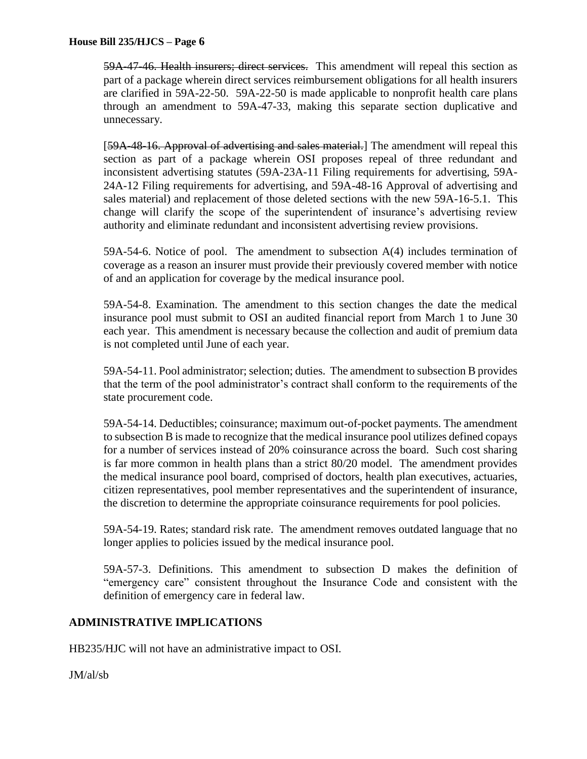~~59A-47-46. Health insurers; direct services.~~ This amendment will repeal this section as part of a package wherein direct services reimbursement obligations for all health insurers are clarified in 59A-22-50. 59A-22-50 is made applicable to nonprofit health care plans through an amendment to 59A-47-33, making this separate section duplicative and unnecessary.

[~~59A-48-16. Approval of advertising and sales material.~~] The amendment will repeal this section as part of a package wherein OSI proposes repeal of three redundant and inconsistent advertising statutes (59A-23A-11 Filing requirements for advertising, 59A-24A-12 Filing requirements for advertising, and 59A-48-16 Approval of advertising and sales material) and replacement of those deleted sections with the new 59A-16-5.1. This change will clarify the scope of the superintendent of insurance's advertising review authority and eliminate redundant and inconsistent advertising review provisions.

59A-54-6. Notice of pool. The amendment to subsection A(4) includes termination of coverage as a reason an insurer must provide their previously covered member with notice of and an application for coverage by the medical insurance pool.

59A-54-8. Examination. The amendment to this section changes the date the medical insurance pool must submit to OSI an audited financial report from March 1 to June 30 each year. This amendment is necessary because the collection and audit of premium data is not completed until June of each year.

59A-54-11. Pool administrator; selection; duties. The amendment to subsection B provides that the term of the pool administrator's contract shall conform to the requirements of the state procurement code.

59A-54-14. Deductibles; coinsurance; maximum out-of-pocket payments. The amendment to subsection B is made to recognize that the medical insurance pool utilizes defined copays for a number of services instead of 20% coinsurance across the board. Such cost sharing is far more common in health plans than a strict 80/20 model. The amendment provides the medical insurance pool board, comprised of doctors, health plan executives, actuaries, citizen representatives, pool member representatives and the superintendent of insurance, the discretion to determine the appropriate coinsurance requirements for pool policies.

59A-54-19. Rates; standard risk rate. The amendment removes outdated language that no longer applies to policies issued by the medical insurance pool.

59A-57-3. Definitions. This amendment to subsection D makes the definition of "emergency care" consistent throughout the Insurance Code and consistent with the definition of emergency care in federal law.

## ADMINISTRATIVE IMPLICATIONS

HB235/HJC will not have an administrative impact to OSI.

JM/al/sb